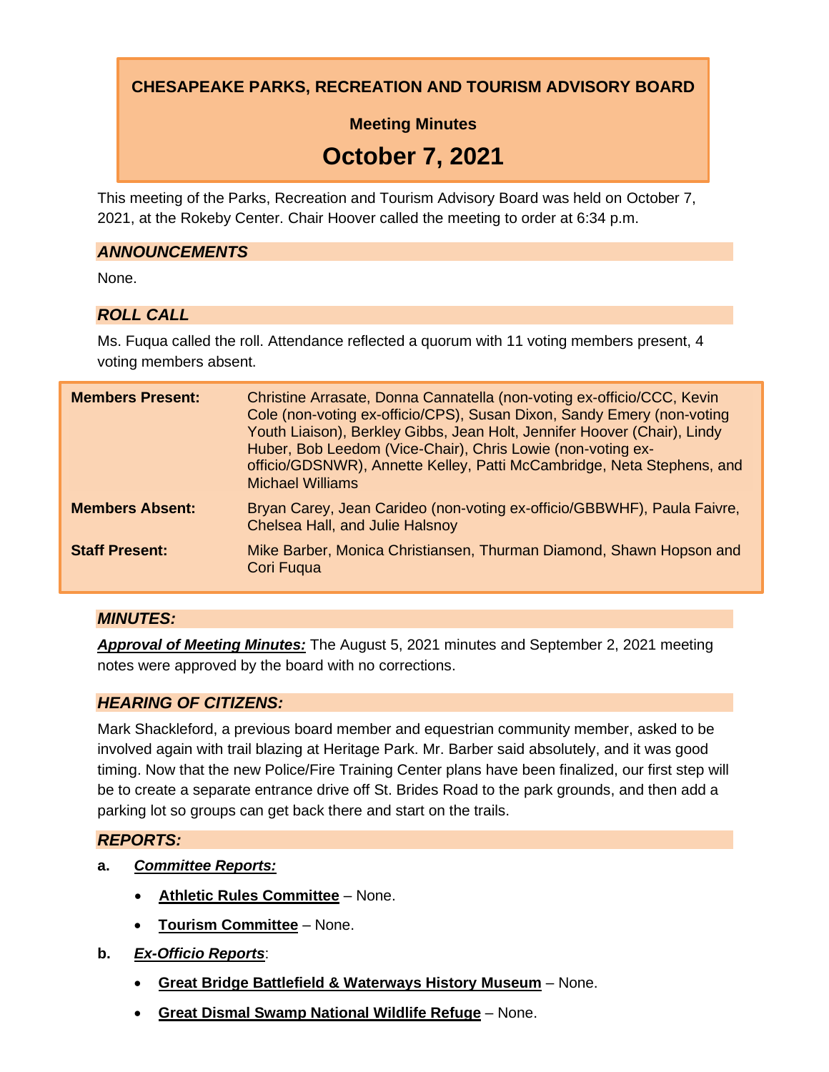# CHESAPEAKE PARKS, RECREATION AND TOURISM ADVISORY BOARD

## Meeting Minutes

## October 7, 2021

This meeting of the Parks, Recreation and Tourism Advisory Board was held on October 7, 2021, at the Rokeby Center. Chair Hoover called the meeting to order at 6:34 p.m.

### *ANNOUNCEMENTS*

None.

### *ROLL CALL*

Ms. Fuqua called the roll. Attendance reflected a quorum with 11 voting members present, 4 voting members absent.

| | |
|---|---|
| **Members Present:** | Christine Arrasate, Donna Cannatella (non-voting ex-officio/CCC, Kevin Cole (non-voting ex-officio/CPS), Susan Dixon, Sandy Emery (non-voting Youth Liaison), Berkley Gibbs, Jean Holt, Jennifer Hoover (Chair), Lindy Huber, Bob Leedom (Vice-Chair), Chris Lowie (non-voting ex-officio/GDSNWR), Annette Kelley, Patti McCambridge, Neta Stephens, and Michael Williams |
| **Members Absent:** | Bryan Carey, Jean Carideo (non-voting ex-officio/GBBWHF), Paula Faivre, Chelsea Hall, and Julie Halsnoy |
| **Staff Present:** | Mike Barber, Monica Christiansen, Thurman Diamond, Shawn Hopson and Cori Fuqua |

### *MINUTES:*

***Approval of Meeting Minutes:*** The August 5, 2021 minutes and September 2, 2021 meeting notes were approved by the board with no corrections.

### *HEARING OF CITIZENS:*

Mark Shackleford, a previous board member and equestrian community member, asked to be involved again with trail blazing at Heritage Park. Mr. Barber said absolutely, and it was good timing. Now that the new Police/Fire Training Center plans have been finalized, our first step will be to create a separate entrance drive off St. Brides Road to the park grounds, and then add a parking lot so groups can get back there and start on the trails.

### *REPORTS:*

**a. *Committee Reports:***

- **Athletic Rules Committee** – None.
- **Tourism Committee** – None.

**b. *Ex-Officio Reports*:**

- **Great Bridge Battlefield & Waterways History Museum** – None.
- **Great Dismal Swamp National Wildlife Refuge** – None.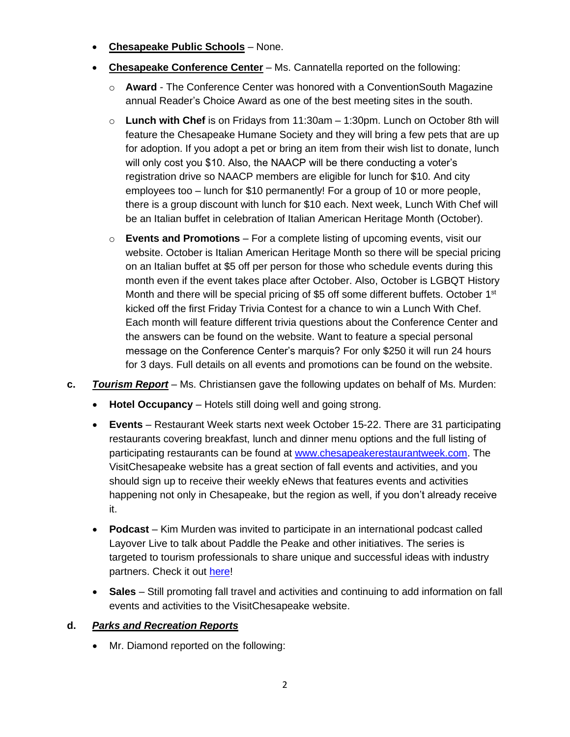- **Chesapeake Public Schools** – None.
- **Chesapeake Conference Center** – Ms. Cannatella reported on the following:
    - **Award** - The Conference Center was honored with a ConventionSouth Magazine annual Reader's Choice Award as one of the best meeting sites in the south.
    - **Lunch with Chef** is on Fridays from 11:30am – 1:30pm. Lunch on October 8th will feature the Chesapeake Humane Society and they will bring a few pets that are up for adoption. If you adopt a pet or bring an item from their wish list to donate, lunch will only cost you $10. Also, the NAACP will be there conducting a voter's registration drive so NAACP members are eligible for lunch for $10. And city employees too – lunch for $10 permanently! For a group of 10 or more people, there is a group discount with lunch for $10 each. Next week, Lunch With Chef will be an Italian buffet in celebration of Italian American Heritage Month (October).
    - **Events and Promotions** – For a complete listing of upcoming events, visit our website. October is Italian American Heritage Month so there will be special pricing on an Italian buffet at $5 off per person for those who schedule events during this month even if the event takes place after October. Also, October is LGBQT History Month and there will be special pricing of $5 off some different buffets. October 1st kicked off the first Friday Trivia Contest for a chance to win a Lunch With Chef. Each month will feature different trivia questions about the Conference Center and the answers can be found on the website. Want to feature a special personal message on the Conference Center's marquis? For only $250 it will run 24 hours for 3 days. Full details on all events and promotions can be found on the website.

**c.** ***Tourism Report*** – Ms. Christiansen gave the following updates on behalf of Ms. Murden:

- **Hotel Occupancy** – Hotels still doing well and going strong.
- **Events** – Restaurant Week starts next week October 15-22. There are 31 participating restaurants covering breakfast, lunch and dinner menu options and the full listing of participating restaurants can be found at [www.chesapeakerestaurantweek.com](www.chesapeakerestaurantweek.com). The VisitChesapeake website has a great section of fall events and activities, and you should sign up to receive their weekly eNews that features events and activities happening not only in Chesapeake, but the region as well, if you don't already receive it.
- **Podcast** – Kim Murden was invited to participate in an international podcast called Layover Live to talk about Paddle the Peake and other initiatives. The series is targeted to tourism professionals to share unique and successful ideas with industry partners. Check it out here!
- **Sales** – Still promoting fall travel and activities and continuing to add information on fall events and activities to the VisitChesapeake website.

**d.** ***Parks and Recreation Reports***

- Mr. Diamond reported on the following: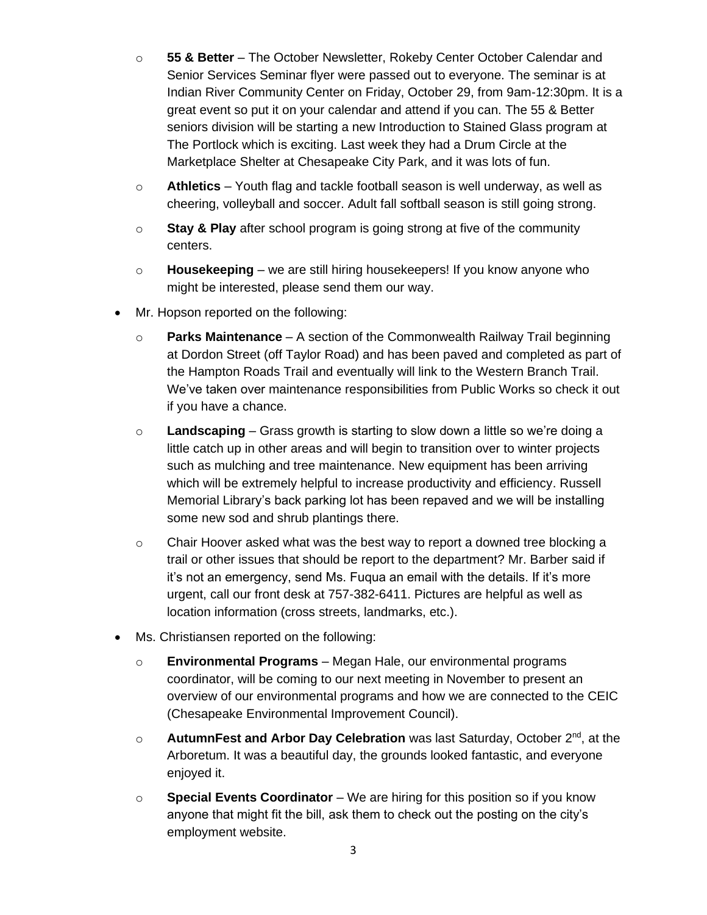- **55 & Better** – The October Newsletter, Rokeby Center October Calendar and Senior Services Seminar flyer were passed out to everyone. The seminar is at Indian River Community Center on Friday, October 29, from 9am-12:30pm. It is a great event so put it on your calendar and attend if you can. The 55 & Better seniors division will be starting a new Introduction to Stained Glass program at The Portlock which is exciting. Last week they had a Drum Circle at the Marketplace Shelter at Chesapeake City Park, and it was lots of fun.
  - **Athletics** – Youth flag and tackle football season is well underway, as well as cheering, volleyball and soccer. Adult fall softball season is still going strong.
  - **Stay & Play** after school program is going strong at five of the community centers.
  - **Housekeeping** – we are still hiring housekeepers! If you know anyone who might be interested, please send them our way.

- Mr. Hopson reported on the following:
  - **Parks Maintenance** – A section of the Commonwealth Railway Trail beginning at Dordon Street (off Taylor Road) and has been paved and completed as part of the Hampton Roads Trail and eventually will link to the Western Branch Trail. We've taken over maintenance responsibilities from Public Works so check it out if you have a chance.
  - **Landscaping** – Grass growth is starting to slow down a little so we're doing a little catch up in other areas and will begin to transition over to winter projects such as mulching and tree maintenance. New equipment has been arriving which will be extremely helpful to increase productivity and efficiency. Russell Memorial Library's back parking lot has been repaved and we will be installing some new sod and shrub plantings there.
  - Chair Hoover asked what was the best way to report a downed tree blocking a trail or other issues that should be report to the department? Mr. Barber said if it's not an emergency, send Ms. Fuqua an email with the details. If it's more urgent, call our front desk at 757-382-6411. Pictures are helpful as well as location information (cross streets, landmarks, etc.).

- Ms. Christiansen reported on the following:
  - **Environmental Programs** – Megan Hale, our environmental programs coordinator, will be coming to our next meeting in November to present an overview of our environmental programs and how we are connected to the CEIC (Chesapeake Environmental Improvement Council).
  - **AutumnFest and Arbor Day Celebration** was last Saturday, October 2nd, at the Arboretum. It was a beautiful day, the grounds looked fantastic, and everyone enjoyed it.
  - **Special Events Coordinator** – We are hiring for this position so if you know anyone that might fit the bill, ask them to check out the posting on the city's employment website.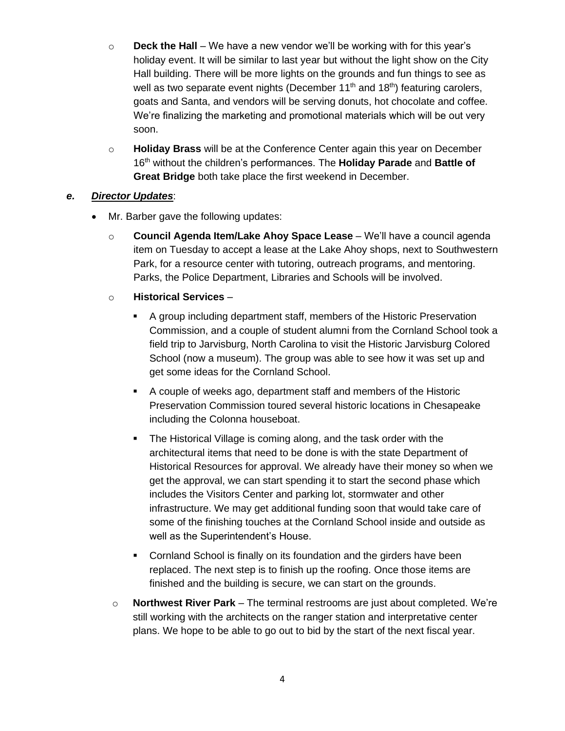- **Deck the Hall** – We have a new vendor we'll be working with for this year's holiday event. It will be similar to last year but without the light show on the City Hall building. There will be more lights on the grounds and fun things to see as well as two separate event nights (December 11th and 18th) featuring carolers, goats and Santa, and vendors will be serving donuts, hot chocolate and coffee. We're finalizing the marketing and promotional materials which will be out very soon.
- **Holiday Brass** will be at the Conference Center again this year on December 16th without the children's performances. The **Holiday Parade** and **Battle of Great Bridge** both take place the first weekend in December.

### *e.* ***Director Updates***:

- Mr. Barber gave the following updates:
  - **Council Agenda Item/Lake Ahoy Space Lease** – We'll have a council agenda item on Tuesday to accept a lease at the Lake Ahoy shops, next to Southwestern Park, for a resource center with tutoring, outreach programs, and mentoring. Parks, the Police Department, Libraries and Schools will be involved.
  - **Historical Services** –
    - A group including department staff, members of the Historic Preservation Commission, and a couple of student alumni from the Cornland School took a field trip to Jarvisburg, North Carolina to visit the Historic Jarvisburg Colored School (now a museum). The group was able to see how it was set up and get some ideas for the Cornland School.
    - A couple of weeks ago, department staff and members of the Historic Preservation Commission toured several historic locations in Chesapeake including the Colonna houseboat.
    - The Historical Village is coming along, and the task order with the architectural items that need to be done is with the state Department of Historical Resources for approval. We already have their money so when we get the approval, we can start spending it to start the second phase which includes the Visitors Center and parking lot, stormwater and other infrastructure. We may get additional funding soon that would take care of some of the finishing touches at the Cornland School inside and outside as well as the Superintendent's House.
    - Cornland School is finally on its foundation and the girders have been replaced. The next step is to finish up the roofing. Once those items are finished and the building is secure, we can start on the grounds.
  - **Northwest River Park** – The terminal restrooms are just about completed. We're still working with the architects on the ranger station and interpretative center plans. We hope to be able to go out to bid by the start of the next fiscal year.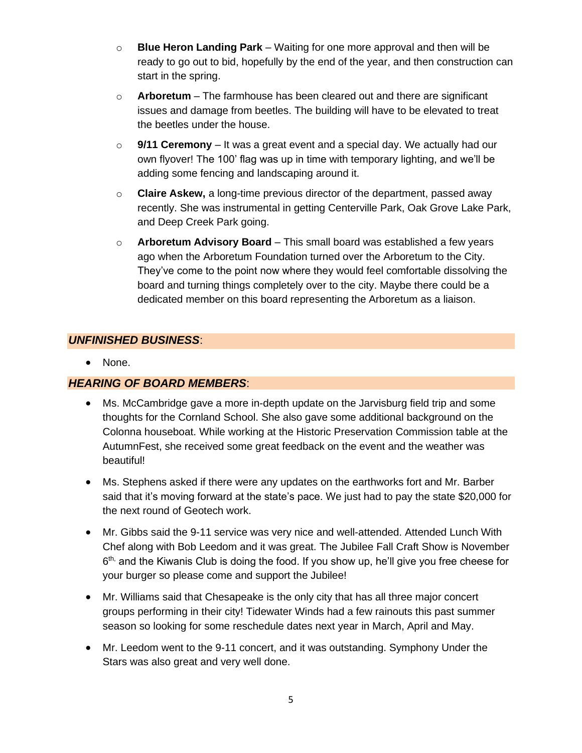- **Blue Heron Landing Park** – Waiting for one more approval and then will be ready to go out to bid, hopefully by the end of the year, and then construction can start in the spring.
- **Arboretum** – The farmhouse has been cleared out and there are significant issues and damage from beetles. The building will have to be elevated to treat the beetles under the house.
- **9/11 Ceremony** – It was a great event and a special day. We actually had our own flyover! The 100' flag was up in time with temporary lighting, and we'll be adding some fencing and landscaping around it.
- **Claire Askew,** a long-time previous director of the department, passed away recently. She was instrumental in getting Centerville Park, Oak Grove Lake Park, and Deep Creek Park going.
- **Arboretum Advisory Board** – This small board was established a few years ago when the Arboretum Foundation turned over the Arboretum to the City. They've come to the point now where they would feel comfortable dissolving the board and turning things completely over to the city. Maybe there could be a dedicated member on this board representing the Arboretum as a liaison.

## ***UNFINISHED BUSINESS***:

- None.

## ***HEARING OF BOARD MEMBERS***:

- Ms. McCambridge gave a more in-depth update on the Jarvisburg field trip and some thoughts for the Cornland School. She also gave some additional background on the Colonna houseboat. While working at the Historic Preservation Commission table at the AutumnFest, she received some great feedback on the event and the weather was beautiful!
- Ms. Stephens asked if there were any updates on the earthworks fort and Mr. Barber said that it's moving forward at the state's pace. We just had to pay the state $20,000 for the next round of Geotech work.
- Mr. Gibbs said the 9-11 service was very nice and well-attended. Attended Lunch With Chef along with Bob Leedom and it was great. The Jubilee Fall Craft Show is November 6th, and the Kiwanis Club is doing the food. If you show up, he'll give you free cheese for your burger so please come and support the Jubilee!
- Mr. Williams said that Chesapeake is the only city that has all three major concert groups performing in their city! Tidewater Winds had a few rainouts this past summer season so looking for some reschedule dates next year in March, April and May.
- Mr. Leedom went to the 9-11 concert, and it was outstanding. Symphony Under the Stars was also great and very well done.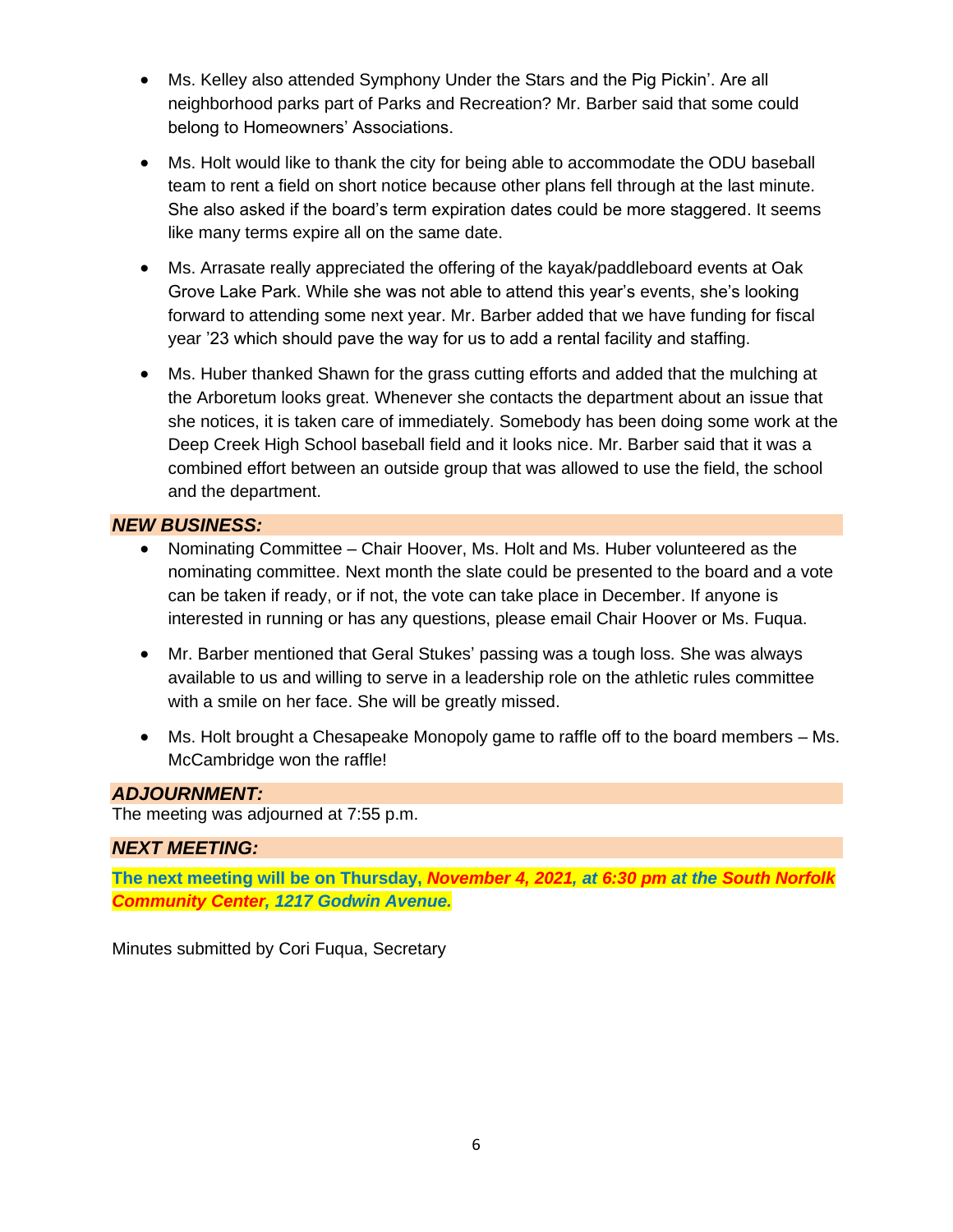- Ms. Kelley also attended Symphony Under the Stars and the Pig Pickin'. Are all neighborhood parks part of Parks and Recreation? Mr. Barber said that some could belong to Homeowners' Associations.
- Ms. Holt would like to thank the city for being able to accommodate the ODU baseball team to rent a field on short notice because other plans fell through at the last minute. She also asked if the board's term expiration dates could be more staggered. It seems like many terms expire all on the same date.
- Ms. Arrasate really appreciated the offering of the kayak/paddleboard events at Oak Grove Lake Park. While she was not able to attend this year's events, she's looking forward to attending some next year. Mr. Barber added that we have funding for fiscal year '23 which should pave the way for us to add a rental facility and staffing.
- Ms. Huber thanked Shawn for the grass cutting efforts and added that the mulching at the Arboretum looks great. Whenever she contacts the department about an issue that she notices, it is taken care of immediately. Somebody has been doing some work at the Deep Creek High School baseball field and it looks nice. Mr. Barber said that it was a combined effort between an outside group that was allowed to use the field, the school and the department.

### *NEW BUSINESS:*

- Nominating Committee – Chair Hoover, Ms. Holt and Ms. Huber volunteered as the nominating committee. Next month the slate could be presented to the board and a vote can be taken if ready, or if not, the vote can take place in December. If anyone is interested in running or has any questions, please email Chair Hoover or Ms. Fuqua.
- Mr. Barber mentioned that Geral Stukes' passing was a tough loss. She was always available to us and willing to serve in a leadership role on the athletic rules committee with a smile on her face. She will be greatly missed.
- Ms. Holt brought a Chesapeake Monopoly game to raffle off to the board members – Ms. McCambridge won the raffle!

### *ADJOURNMENT:*

The meeting was adjourned at 7:55 p.m.

### *NEXT MEETING:*

**The next meeting will be on Thursday, *November 4, 2021, at 6:30 pm at the South Norfolk Community Center, 1217 Godwin Avenue.***

Minutes submitted by Cori Fuqua, Secretary